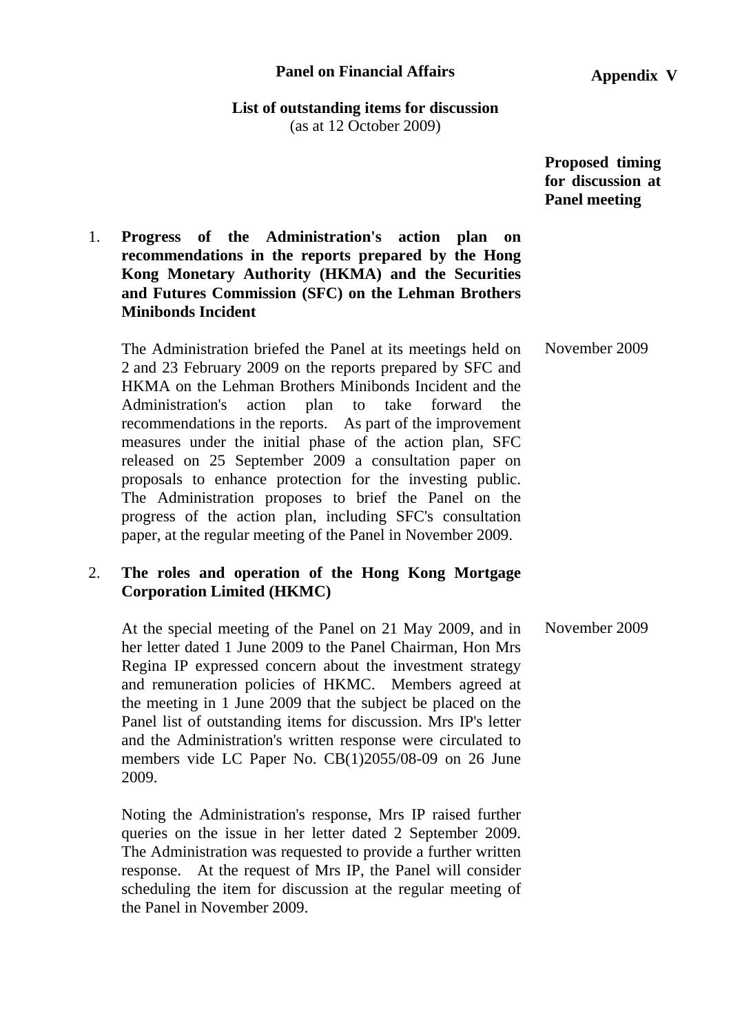**Appendix V**

# Panel on Financial Affairs

## List of outstanding items for discussion

(as at 12 October 2009)

| | | Proposed timing for discussion at Panel meeting |
|---|---|---|
| 1. | **Progress of the Administration's action plan on recommendations in the reports prepared by the Hong Kong Monetary Authority (HKMA) and the Securities and Futures Commission (SFC) on the Lehman Brothers Minibonds Incident** | |
| | The Administration briefed the Panel at its meetings held on 2 and 23 February 2009 on the reports prepared by SFC and HKMA on the Lehman Brothers Minibonds Incident and the Administration's action plan to take forward the recommendations in the reports. As part of the improvement measures under the initial phase of the action plan, SFC released on 25 September 2009 a consultation paper on proposals to enhance protection for the investing public. The Administration proposes to brief the Panel on the progress of the action plan, including SFC's consultation paper, at the regular meeting of the Panel in November 2009. | November 2009 |
| 2. | **The roles and operation of the Hong Kong Mortgage Corporation Limited (HKMC)** | |
| | At the special meeting of the Panel on 21 May 2009, and in her letter dated 1 June 2009 to the Panel Chairman, Hon Mrs Regina IP expressed concern about the investment strategy and remuneration policies of HKMC. Members agreed at the meeting in 1 June 2009 that the subject be placed on the Panel list of outstanding items for discussion. Mrs IP's letter and the Administration's written response were circulated to members vide LC Paper No. CB(1)2055/08-09 on 26 June 2009.<br><br>Noting the Administration's response, Mrs IP raised further queries on the issue in her letter dated 2 September 2009. The Administration was requested to provide a further written response. At the request of Mrs IP, the Panel will consider scheduling the item for discussion at the regular meeting of the Panel in November 2009. | November 2009 |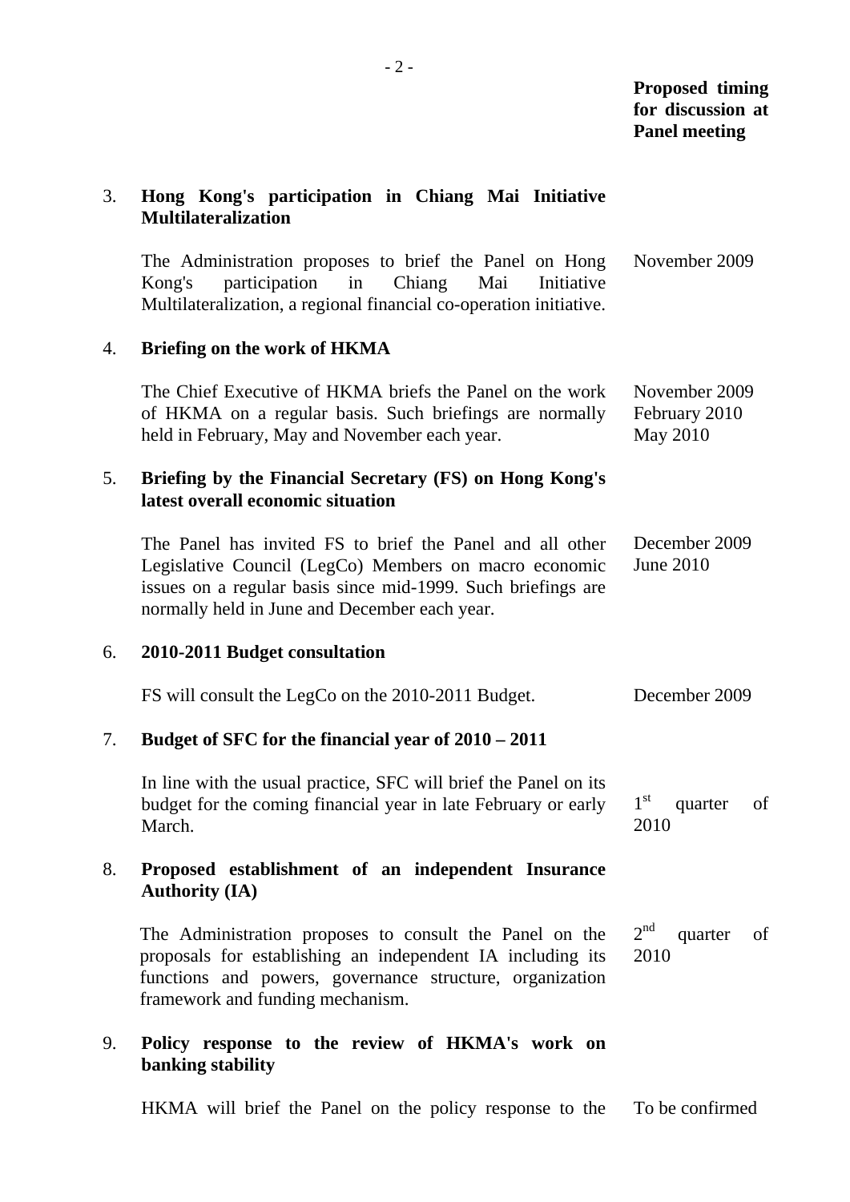| | | Proposed timing for discussion at Panel meeting |
|---|---|---|
| 3. | **Hong Kong's participation in Chiang Mai Initiative Multilateralization** | |
| | The Administration proposes to brief the Panel on Hong Kong's participation in Chiang Mai Initiative Multilateralization, a regional financial co-operation initiative. | November 2009 |
| 4. | **Briefing on the work of HKMA** | |
| | The Chief Executive of HKMA briefs the Panel on the work of HKMA on a regular basis. Such briefings are normally held in February, May and November each year. | November 2009<br>February 2010<br>May 2010 |
| 5. | **Briefing by the Financial Secretary (FS) on Hong Kong's latest overall economic situation** | |
| | The Panel has invited FS to brief the Panel and all other Legislative Council (LegCo) Members on macro economic issues on a regular basis since mid-1999. Such briefings are normally held in June and December each year. | December 2009<br>June 2010 |
| 6. | **2010-2011 Budget consultation** | |
| | FS will consult the LegCo on the 2010-2011 Budget. | December 2009 |
| 7. | **Budget of SFC for the financial year of 2010 – 2011** | |
| | In line with the usual practice, SFC will brief the Panel on its budget for the coming financial year in late February or early March. | 1st quarter of 2010 |
| 8. | **Proposed establishment of an independent Insurance Authority (IA)** | |
| | The Administration proposes to consult the Panel on the proposals for establishing an independent IA including its functions and powers, governance structure, organization framework and funding mechanism. | 2nd quarter of 2010 |
| 9. | **Policy response to the review of HKMA's work on banking stability** | |
| | HKMA will brief the Panel on the policy response to the | To be confirmed |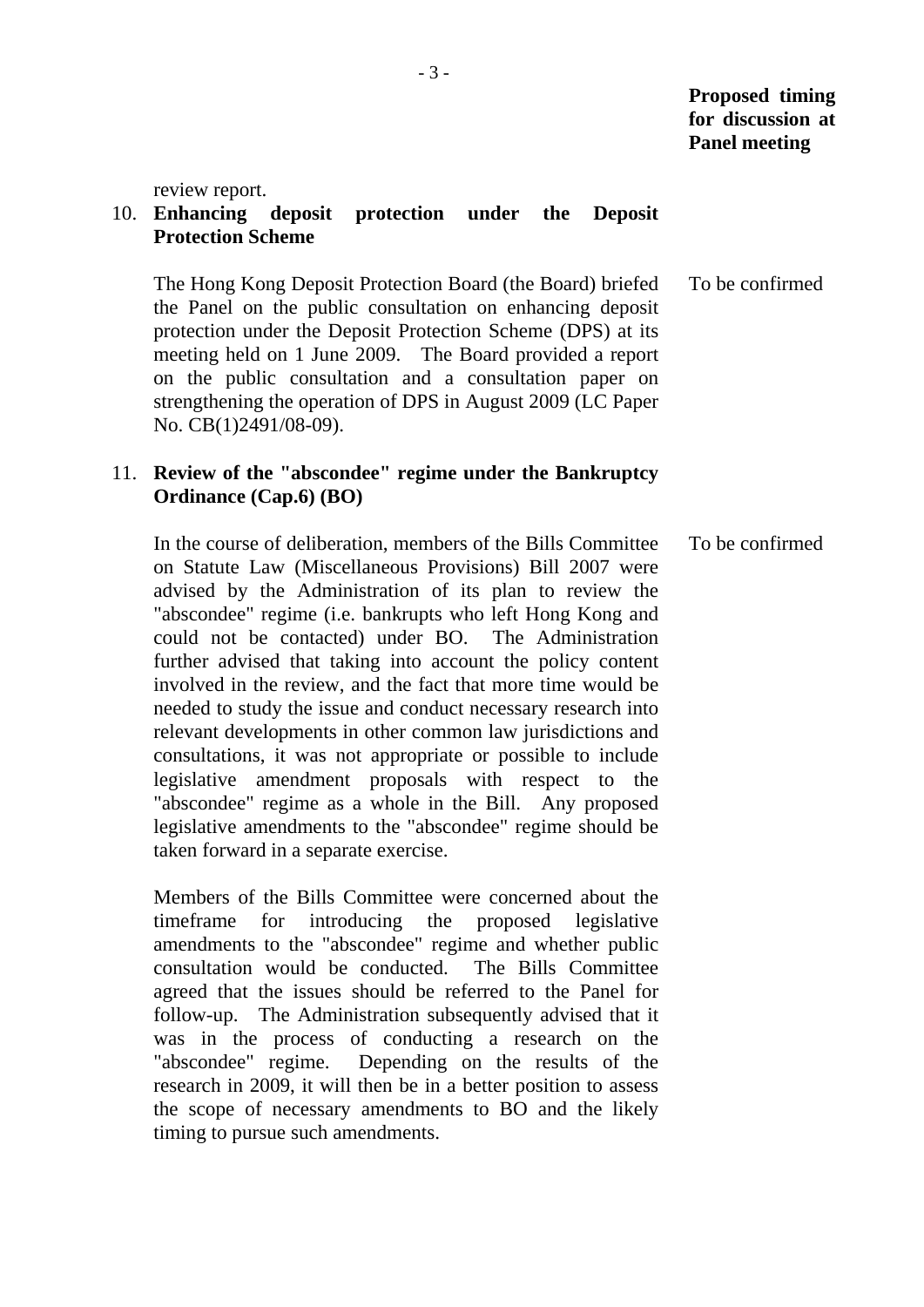**Proposed timing for discussion at Panel meeting**

review report.

10. **Enhancing deposit protection under the Deposit Protection Scheme**

    The Hong Kong Deposit Protection Board (the Board) briefed the Panel on the public consultation on enhancing deposit protection under the Deposit Protection Scheme (DPS) at its meeting held on 1 June 2009. The Board provided a report on the public consultation and a consultation paper on strengthening the operation of DPS in August 2009 (LC Paper No. CB(1)2491/08-09).

    To be confirmed

11. **Review of the "abscondee" regime under the Bankruptcy Ordinance (Cap.6) (BO)**

    In the course of deliberation, members of the Bills Committee on Statute Law (Miscellaneous Provisions) Bill 2007 were advised by the Administration of its plan to review the "abscondee" regime (i.e. bankrupts who left Hong Kong and could not be contacted) under BO. The Administration further advised that taking into account the policy content involved in the review, and the fact that more time would be needed to study the issue and conduct necessary research into relevant developments in other common law jurisdictions and consultations, it was not appropriate or possible to include legislative amendment proposals with respect to the "abscondee" regime as a whole in the Bill. Any proposed legislative amendments to the "abscondee" regime should be taken forward in a separate exercise.

    To be confirmed

    Members of the Bills Committee were concerned about the timeframe for introducing the proposed legislative amendments to the "abscondee" regime and whether public consultation would be conducted. The Bills Committee agreed that the issues should be referred to the Panel for follow-up. The Administration subsequently advised that it was in the process of conducting a research on the "abscondee" regime. Depending on the results of the research in 2009, it will then be in a better position to assess the scope of necessary amendments to BO and the likely timing to pursue such amendments.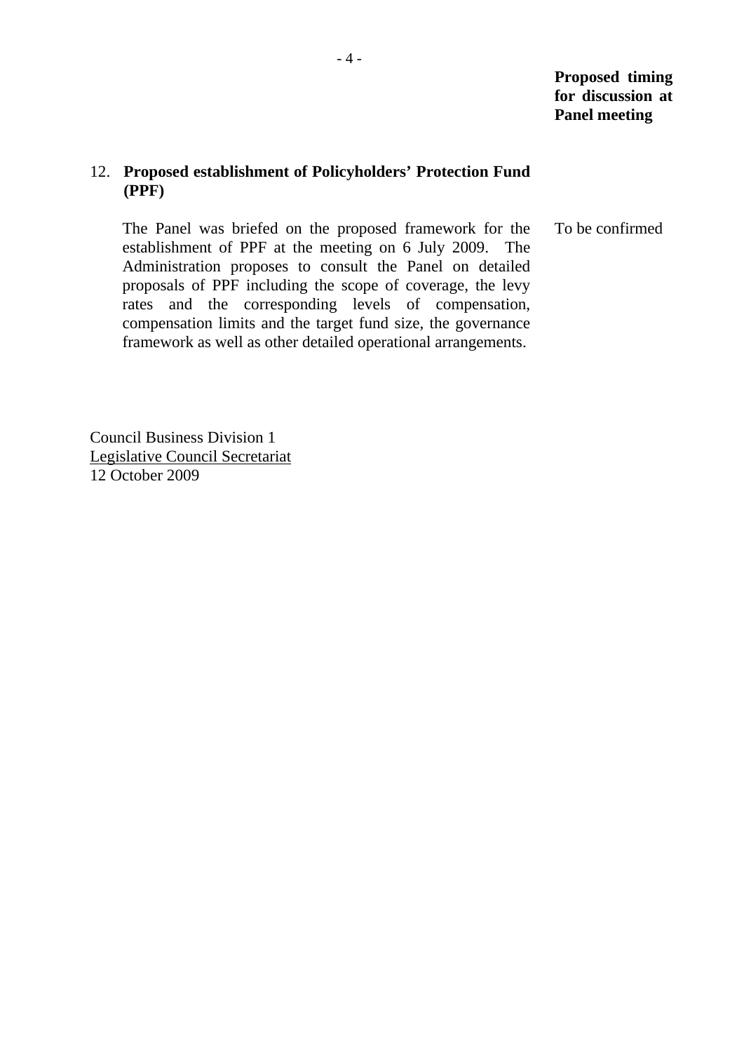**Proposed timing for discussion at Panel meeting**

12. **Proposed establishment of Policyholders' Protection Fund (PPF)**

    The Panel was briefed on the proposed framework for the establishment of PPF at the meeting on 6 July 2009. The Administration proposes to consult the Panel on detailed proposals of PPF including the scope of coverage, the levy rates and the corresponding levels of compensation, compensation limits and the target fund size, the governance framework as well as other detailed operational arrangements. — To be confirmed

Council Business Division 1
Legislative Council Secretariat
12 October 2009